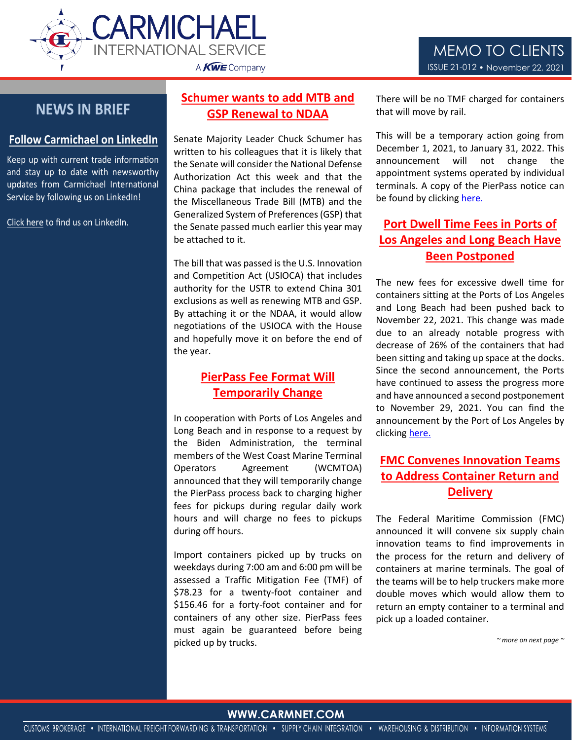# CARMICHAEL INTERNATIONAL SERVICE

A KWE Company

## MEMO TO CLIENTS

ISSUE 21-012 • November 22, 2021

## NEWS IN BRIEF

### Follow Carmichael on LinkedIn

Keep up with current trade information and stay up to date with newsworthy updates from Carmichael International Service by following us on LinkedIn!

Click here to find us on LinkedIn.

### Schumer wants to add MTB and GSP Renewal to NDAA

Senate Majority Leader Chuck Schumer has written to his colleagues that it is likely that the Senate will consider the National Defense Authorization Act this week and that the China package that includes the renewal of the Miscellaneous Trade Bill (MTB) and the Generalized System of Preferences (GSP) that the Senate passed much earlier this year may be attached to it.

The bill that was passed is the U.S. Innovation and Competition Act (USIOCA) that includes authority for the USTR to extend China 301 exclusions as well as renewing MTB and GSP. By attaching it or the NDAA, it would allow negotiations of the USIOCA with the House and hopefully move it on before the end of the year.

### PierPass Fee Format Will Temporarily Change

In cooperation with Ports of Los Angeles and Long Beach and in response to a request by the Biden Administration, the terminal members of the West Coast Marine Terminal Operators Agreement (WCMTOA) announced that they will temporarily change the PierPass process back to charging higher fees for pickups during regular daily work hours and will charge no fees to pickups during off hours.

Import containers picked up by trucks on weekdays during 7:00 am and 6:00 pm will be assessed a Traffic Mitigation Fee (TMF) of $78.23 for a twenty-foot container and $156.46 for a forty-foot container and for containers of any other size. PierPass fees must again be guaranteed before being picked up by trucks.

There will be no TMF charged for containers that will move by rail.

This will be a temporary action going from December 1, 2021, to January 31, 2022. This announcement will not change the appointment systems operated by individual terminals. A copy of the PierPass notice can be found by clicking here.

### Port Dwell Time Fees in Ports of Los Angeles and Long Beach Have Been Postponed

The new fees for excessive dwell time for containers sitting at the Ports of Los Angeles and Long Beach had been pushed back to November 22, 2021. This change was made due to an already notable progress with decrease of 26% of the containers that had been sitting and taking up space at the docks. Since the second announcement, the Ports have continued to assess the progress more and have announced a second postponement to November 29, 2021. You can find the announcement by the Port of Los Angeles by clicking here.

### FMC Convenes Innovation Teams to Address Container Return and Delivery

The Federal Maritime Commission (FMC) announced it will convene six supply chain innovation teams to find improvements in the process for the return and delivery of containers at marine terminals. The goal of the teams will be to help truckers make more double moves which would allow them to return an empty container to a terminal and pick up a loaded container.

*~ more on next page ~*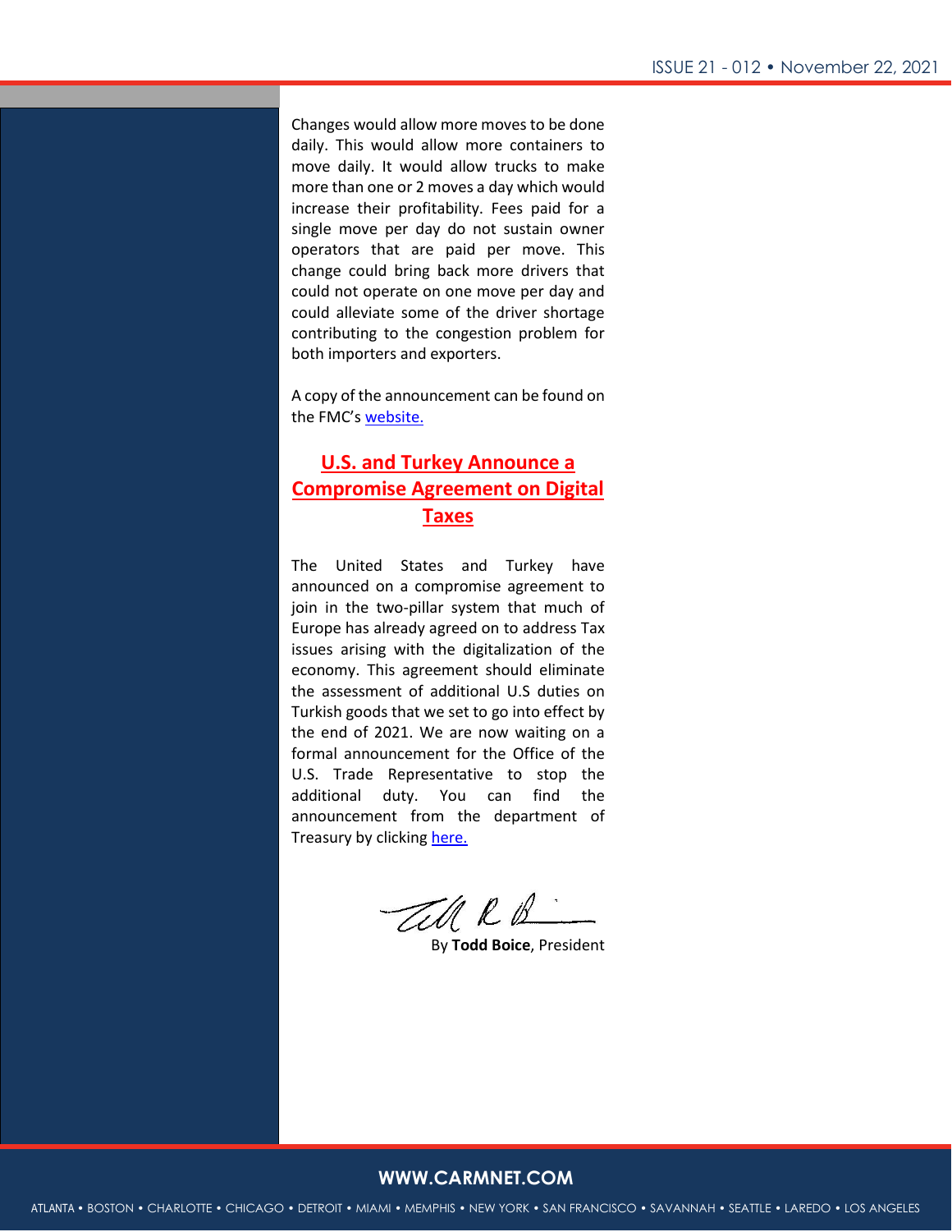Changes would allow more moves to be done daily. This would allow more containers to move daily. It would allow trucks to make more than one or 2 moves a day which would increase their profitability. Fees paid for a single move per day do not sustain owner operators that are paid per move. This change could bring back more drivers that could not operate on one move per day and could alleviate some of the driver shortage contributing to the congestion problem for both importers and exporters.

A copy of the announcement can be found on the FMC's [website.](website.)

## U.S. and Turkey Announce a Compromise Agreement on Digital Taxes

The United States and Turkey have announced on a compromise agreement to join in the two-pillar system that much of Europe has already agreed on to address Tax issues arising with the digitalization of the economy. This agreement should eliminate the assessment of additional U.S duties on Turkish goods that we set to go into effect by the end of 2021. We are now waiting on a formal announcement for the Office of the U.S. Trade Representative to stop the additional duty. You can find the announcement from the department of Treasury by clicking [here.](here.)

By **Todd Boice**, President

**WWW.CARMNET.COM**

ATLANTA • BOSTON • CHARLOTTE • CHICAGO • DETROIT • MIAMI • MEMPHIS • NEW YORK • SAN FRANCISCO • SAVANNAH • SEATTLE • LAREDO • LOS ANGELES